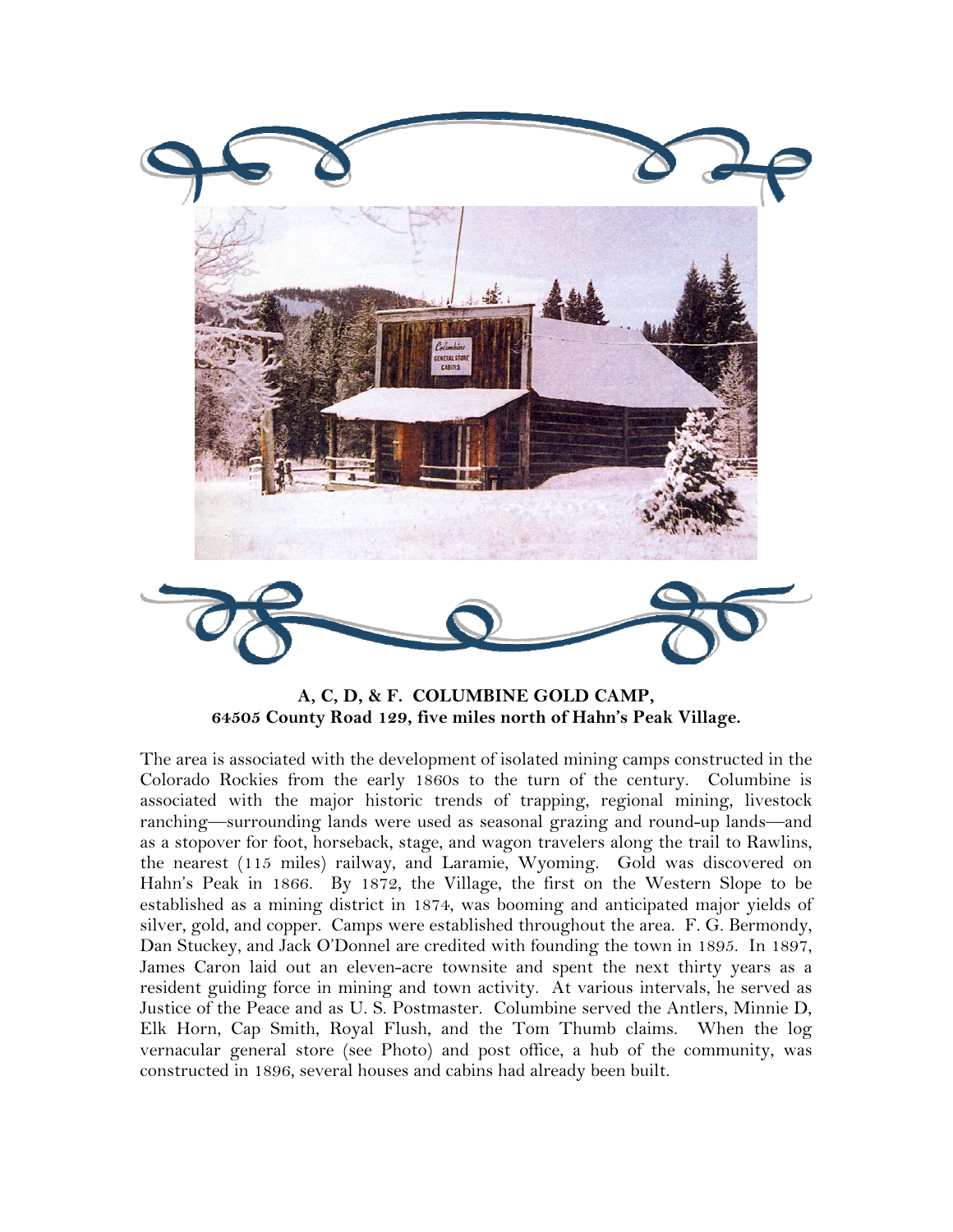**A, C, D, & F. COLUMBINE GOLD CAMP,**
**64505 County Road 129, five miles north of Hahn's Peak Village.**

The area is associated with the development of isolated mining camps constructed in the Colorado Rockies from the early 1860s to the turn of the century. Columbine is associated with the major historic trends of trapping, regional mining, livestock ranching—surrounding lands were used as seasonal grazing and round-up lands—and as a stopover for foot, horseback, stage, and wagon travelers along the trail to Rawlins, the nearest (115 miles) railway, and Laramie, Wyoming. Gold was discovered on Hahn's Peak in 1866. By 1872, the Village, the first on the Western Slope to be established as a mining district in 1874, was booming and anticipated major yields of silver, gold, and copper. Camps were established throughout the area. F. G. Bermondy, Dan Stuckey, and Jack O'Donnel are credited with founding the town in 1895. In 1897, James Caron laid out an eleven-acre townsite and spent the next thirty years as a resident guiding force in mining and town activity. At various intervals, he served as Justice of the Peace and as U. S. Postmaster. Columbine served the Antlers, Minnie D, Elk Horn, Cap Smith, Royal Flush, and the Tom Thumb claims. When the log vernacular general store (see Photo) and post office, a hub of the community, was constructed in 1896, several houses and cabins had already been built.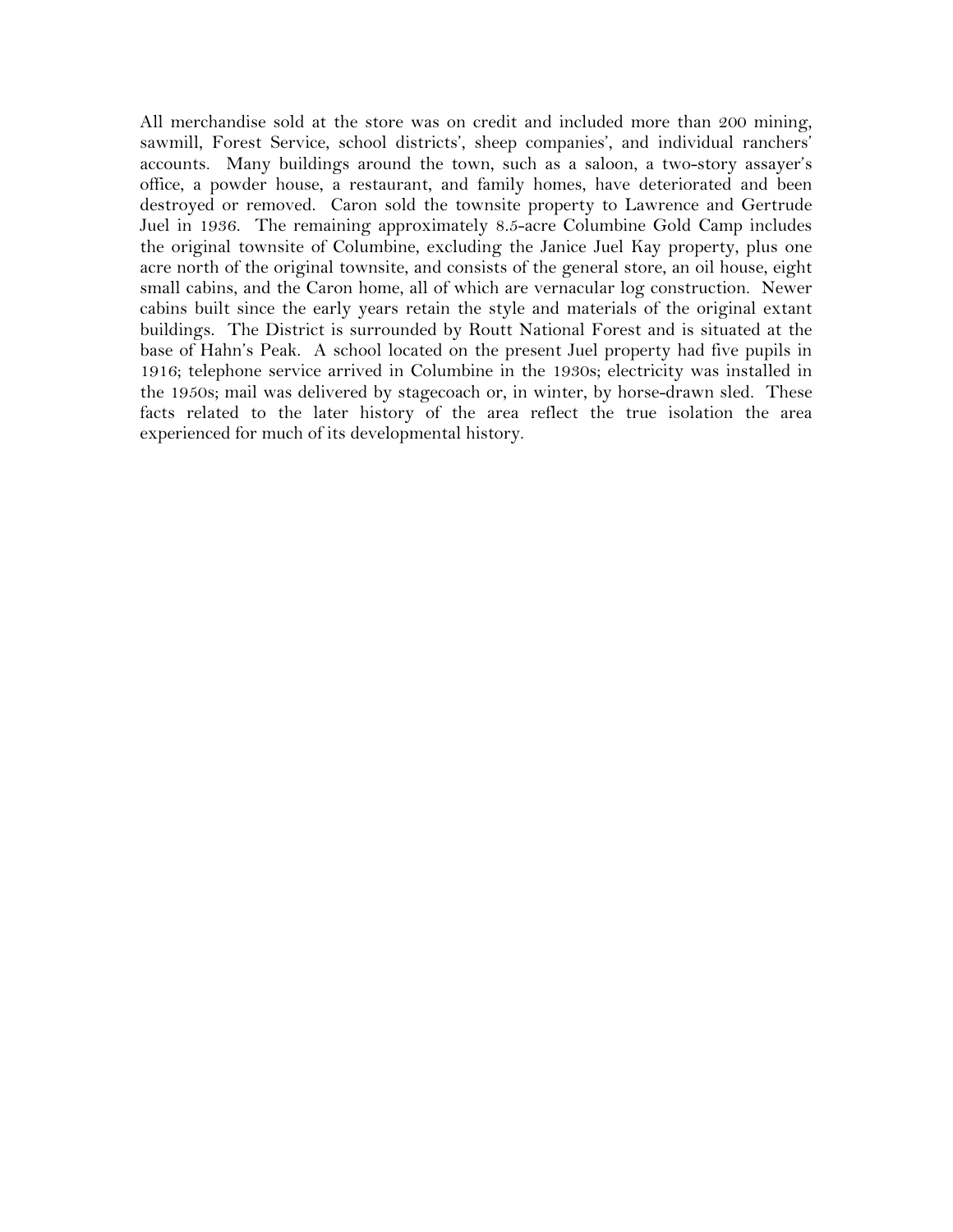All merchandise sold at the store was on credit and included more than 200 mining, sawmill, Forest Service, school districts', sheep companies', and individual ranchers' accounts. Many buildings around the town, such as a saloon, a two-story assayer's office, a powder house, a restaurant, and family homes, have deteriorated and been destroyed or removed. Caron sold the townsite property to Lawrence and Gertrude Juel in 1936. The remaining approximately 8.5-acre Columbine Gold Camp includes the original townsite of Columbine, excluding the Janice Juel Kay property, plus one acre north of the original townsite, and consists of the general store, an oil house, eight small cabins, and the Caron home, all of which are vernacular log construction. Newer cabins built since the early years retain the style and materials of the original extant buildings. The District is surrounded by Routt National Forest and is situated at the base of Hahn's Peak. A school located on the present Juel property had five pupils in 1916; telephone service arrived in Columbine in the 1930s; electricity was installed in the 1950s; mail was delivered by stagecoach or, in winter, by horse-drawn sled. These facts related to the later history of the area reflect the true isolation the area experienced for much of its developmental history.